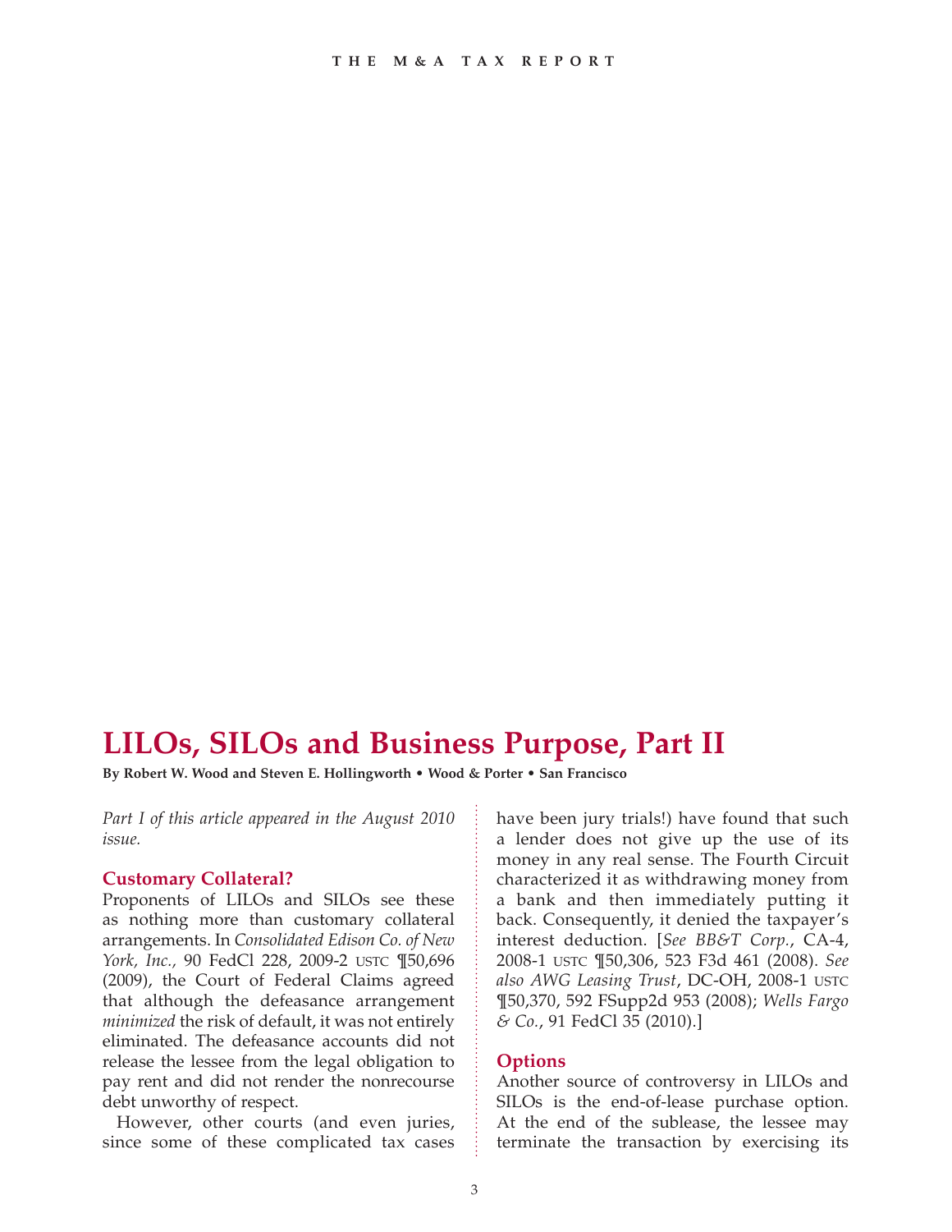# LILOs, SILOs and Business Purpose, Part II

**By Robert W. Wood and Steven E. Hollingworth • Wood & Porter • San Francisco**

*Part I of this article appeared in the August 2010 issue.*

## Customary Collateral?

Proponents of LILOs and SILOs see these as nothing more than customary collateral arrangements. In *Consolidated Edison Co. of New York, Inc.,* 90 FedCl 228, 2009-2 USTC ¶50,696 (2009), the Court of Federal Claims agreed that although the defeasance arrangement *minimized* the risk of default, it was not entirely eliminated. The defeasance accounts did not release the lessee from the legal obligation to pay rent and did not render the nonrecourse debt unworthy of respect.

However, other courts (and even juries, since some of these complicated tax cases have been jury trials!) have found that such a lender does not give up the use of its money in any real sense. The Fourth Circuit characterized it as withdrawing money from a bank and then immediately putting it back. Consequently, it denied the taxpayer's interest deduction. [*See BB&T Corp.*, CA-4, 2008-1 USTC ¶50,306, 523 F3d 461 (2008). *See also AWG Leasing Trust*, DC-OH, 2008-1 USTC ¶50,370, 592 FSupp2d 953 (2008); *Wells Fargo & Co.*, 91 FedCl 35 (2010).]

## Options

Another source of controversy in LILOs and SILOs is the end-of-lease purchase option. At the end of the sublease, the lessee may terminate the transaction by exercising its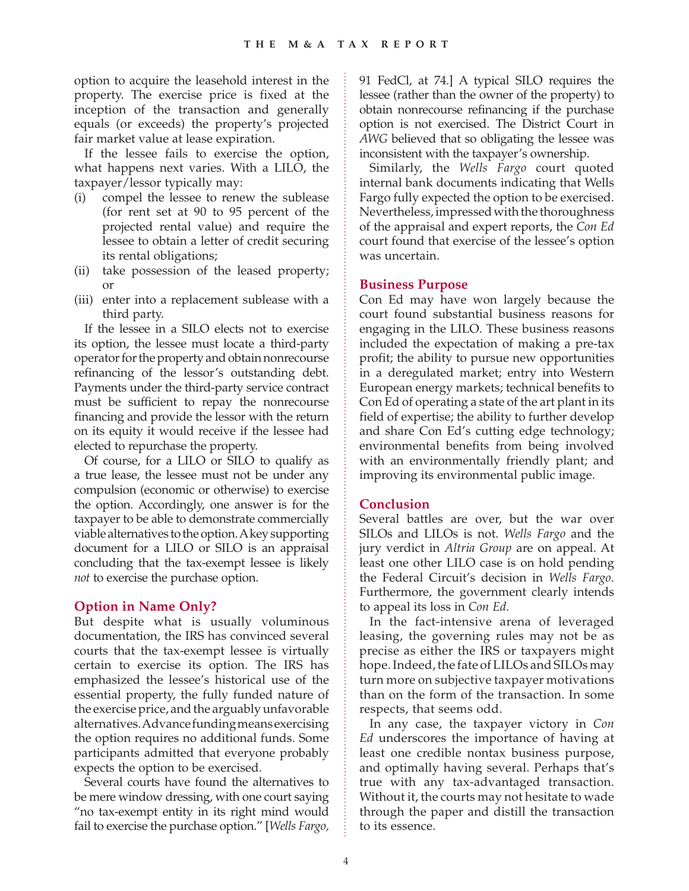option to acquire the leasehold interest in the property. The exercise price is fixed at the inception of the transaction and generally equals (or exceeds) the property's projected fair market value at lease expiration.

If the lessee fails to exercise the option, what happens next varies. With a LILO, the taxpayer/lessor typically may:

(i) compel the lessee to renew the sublease (for rent set at 90 to 95 percent of the projected rental value) and require the lessee to obtain a letter of credit securing its rental obligations;

(ii) take possession of the leased property; or

(iii) enter into a replacement sublease with a third party.

If the lessee in a SILO elects not to exercise its option, the lessee must locate a third-party operator for the property and obtain nonrecourse refinancing of the lessor's outstanding debt. Payments under the third-party service contract must be sufficient to repay the nonrecourse financing and provide the lessor with the return on its equity it would receive if the lessee had elected to repurchase the property.

Of course, for a LILO or SILO to qualify as a true lease, the lessee must not be under any compulsion (economic or otherwise) to exercise the option. Accordingly, one answer is for the taxpayer to be able to demonstrate commercially viable alternatives to the option. A key supporting document for a LILO or SILO is an appraisal concluding that the tax-exempt lessee is likely *not* to exercise the purchase option.

## Option in Name Only?

But despite what is usually voluminous documentation, the IRS has convinced several courts that the tax-exempt lessee is virtually certain to exercise its option. The IRS has emphasized the lessee's historical use of the essential property, the fully funded nature of the exercise price, and the arguably unfavorable alternatives. Advance funding means exercising the option requires no additional funds. Some participants admitted that everyone probably expects the option to be exercised.

Several courts have found the alternatives to be mere window dressing, with one court saying "no tax-exempt entity in its right mind would fail to exercise the purchase option." [*Wells Fargo,* 91 FedCl, at 74.] A typical SILO requires the lessee (rather than the owner of the property) to obtain nonrecourse refinancing if the purchase option is not exercised. The District Court in *AWG* believed that so obligating the lessee was inconsistent with the taxpayer's ownership.

Similarly, the *Wells Fargo* court quoted internal bank documents indicating that Wells Fargo fully expected the option to be exercised. Nevertheless, impressed with the thoroughness of the appraisal and expert reports, the *Con Ed* court found that exercise of the lessee's option was uncertain.

## Business Purpose

Con Ed may have won largely because the court found substantial business reasons for engaging in the LILO. These business reasons included the expectation of making a pre-tax profit; the ability to pursue new opportunities in a deregulated market; entry into Western European energy markets; technical benefits to Con Ed of operating a state of the art plant in its field of expertise; the ability to further develop and share Con Ed's cutting edge technology; environmental benefits from being involved with an environmentally friendly plant; and improving its environmental public image.

## Conclusion

Several battles are over, but the war over SILOs and LILOs is not. *Wells Fargo* and the jury verdict in *Altria Group* are on appeal. At least one other LILO case is on hold pending the Federal Circuit's decision in *Wells Fargo*. Furthermore, the government clearly intends to appeal its loss in *Con Ed.*

In the fact-intensive arena of leveraged leasing, the governing rules may not be as precise as either the IRS or taxpayers might hope. Indeed, the fate of LILOs and SILOs may turn more on subjective taxpayer motivations than on the form of the transaction. In some respects, that seems odd.

In any case, the taxpayer victory in *Con Ed* underscores the importance of having at least one credible nontax business purpose, and optimally having several. Perhaps that's true with any tax-advantaged transaction. Without it, the courts may not hesitate to wade through the paper and distill the transaction to its essence.